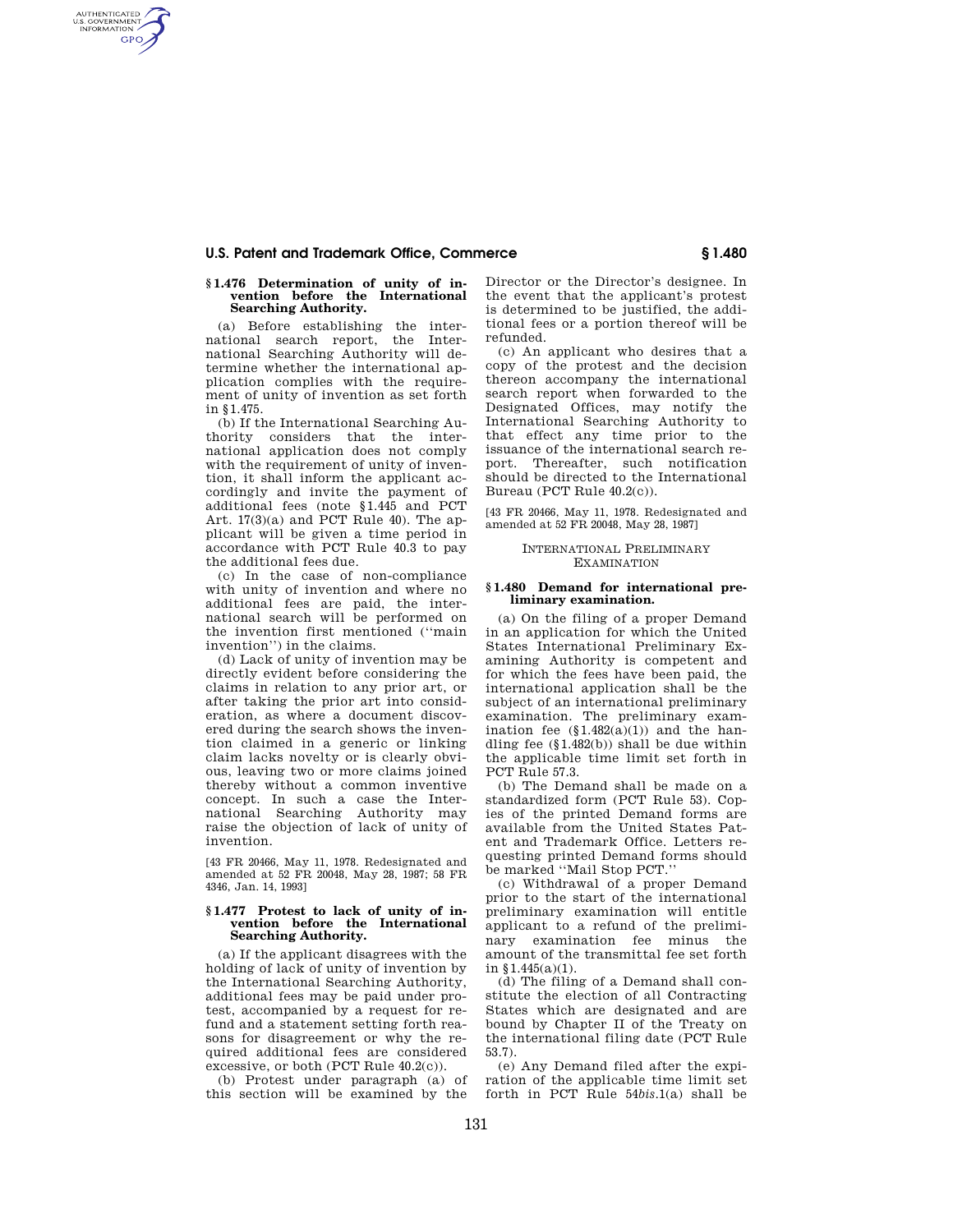### § 1.476 Determination of unity of invention before the International Searching Authority.

(a) Before establishing the international search report, the International Searching Authority will determine whether the international application complies with the requirement of unity of invention as set forth in §1.475.

(b) If the International Searching Authority considers that the international application does not comply with the requirement of unity of invention, it shall inform the applicant accordingly and invite the payment of additional fees (note §1.445 and PCT Art. 17(3)(a) and PCT Rule 40). The applicant will be given a time period in accordance with PCT Rule 40.3 to pay the additional fees due.

(c) In the case of non-compliance with unity of invention and where no additional fees are paid, the international search will be performed on the invention first mentioned (''main invention'') in the claims.

(d) Lack of unity of invention may be directly evident before considering the claims in relation to any prior art, or after taking the prior art into consideration, as where a document discovered during the search shows the invention claimed in a generic or linking claim lacks novelty or is clearly obvious, leaving two or more claims joined thereby without a common inventive concept. In such a case the International Searching Authority may raise the objection of lack of unity of invention.

[43 FR 20466, May 11, 1978. Redesignated and amended at 52 FR 20048, May 28, 1987; 58 FR 4346, Jan. 14, 1993]

### § 1.477 Protest to lack of unity of invention before the International Searching Authority.

(a) If the applicant disagrees with the holding of lack of unity of invention by the International Searching Authority, additional fees may be paid under protest, accompanied by a request for refund and a statement setting forth reasons for disagreement or why the required additional fees are considered excessive, or both (PCT Rule 40.2(c)).

(b) Protest under paragraph (a) of this section will be examined by the Director or the Director's designee. In the event that the applicant's protest is determined to be justified, the additional fees or a portion thereof will be refunded.

(c) An applicant who desires that a copy of the protest and the decision thereon accompany the international search report when forwarded to the Designated Offices, may notify the International Searching Authority to that effect any time prior to the issuance of the international search report. Thereafter, such notification should be directed to the International Bureau (PCT Rule 40.2(c)).

[43 FR 20466, May 11, 1978. Redesignated and amended at 52 FR 20048, May 28, 1987]

## INTERNATIONAL PRELIMINARY EXAMINATION

### § 1.480 Demand for international preliminary examination.

(a) On the filing of a proper Demand in an application for which the United States International Preliminary Examining Authority is competent and for which the fees have been paid, the international application shall be the subject of an international preliminary examination. The preliminary examination fee (§1.482(a)(1)) and the handling fee (§1.482(b)) shall be due within the applicable time limit set forth in PCT Rule 57.3.

(b) The Demand shall be made on a standardized form (PCT Rule 53). Copies of the printed Demand forms are available from the United States Patent and Trademark Office. Letters requesting printed Demand forms should be marked ''Mail Stop PCT.''

(c) Withdrawal of a proper Demand prior to the start of the international preliminary examination will entitle applicant to a refund of the preliminary examination fee minus the amount of the transmittal fee set forth in §1.445(a)(1).

(d) The filing of a Demand shall constitute the election of all Contracting States which are designated and are bound by Chapter II of the Treaty on the international filing date (PCT Rule 53.7).

(e) Any Demand filed after the expiration of the applicable time limit set forth in PCT Rule 54*bis*.1(a) shall be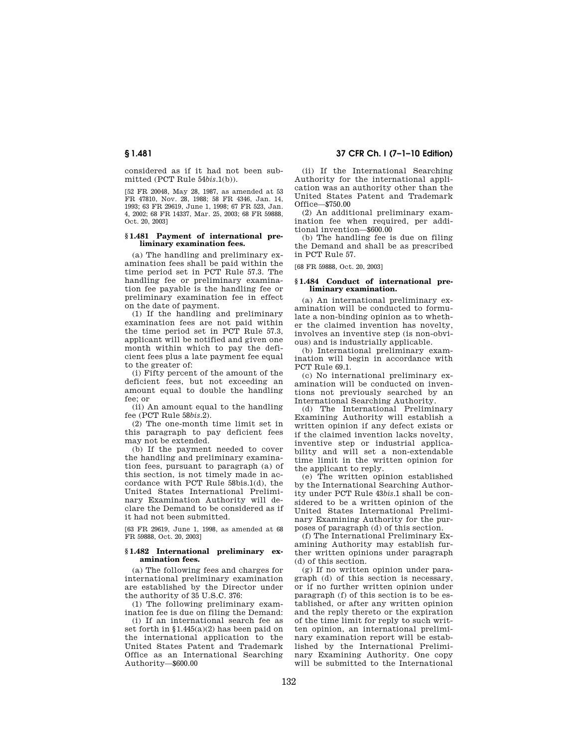considered as if it had not been submitted (PCT Rule 54*bis*.1(b)).

[52 FR 20048, May 28, 1987, as amended at 53 FR 47810, Nov. 28, 1988; 58 FR 4346, Jan. 14, 1993; 63 FR 29619, June 1, 1998; 67 FR 523, Jan. 4, 2002; 68 FR 14337, Mar. 25, 2003; 68 FR 59888, Oct. 20, 2003]

### § 1.481 Payment of international preliminary examination fees.

(a) The handling and preliminary examination fees shall be paid within the time period set in PCT Rule 57.3. The handling fee or preliminary examination fee payable is the handling fee or preliminary examination fee in effect on the date of payment.

(1) If the handling and preliminary examination fees are not paid within the time period set in PCT Rule 57.3, applicant will be notified and given one month within which to pay the deficient fees plus a late payment fee equal to the greater of:

(i) Fifty percent of the amount of the deficient fees, but not exceeding an amount equal to double the handling fee; or

(ii) An amount equal to the handling fee (PCT Rule 58*bis*.2).

(2) The one-month time limit set in this paragraph to pay deficient fees may not be extended.

(b) If the payment needed to cover the handling and preliminary examination fees, pursuant to paragraph (a) of this section, is not timely made in accordance with PCT Rule 58bis.1(d), the United States International Preliminary Examination Authority will declare the Demand to be considered as if it had not been submitted.

[63 FR 29619, June 1, 1998, as amended at 68 FR 59888, Oct. 20, 2003]

### § 1.482 International preliminary examination fees.

(a) The following fees and charges for international preliminary examination are established by the Director under the authority of 35 U.S.C. 376:

(1) The following preliminary examination fee is due on filing the Demand:

(i) If an international search fee as set forth in §1.445(a)(2) has been paid on the international application to the United States Patent and Trademark Office as an International Searching Authority—$600.00

(ii) If the International Searching Authority for the international application was an authority other than the United States Patent and Trademark Office—$750.00

(2) An additional preliminary examination fee when required, per additional invention—$600.00

(b) The handling fee is due on filing the Demand and shall be as prescribed in PCT Rule 57.

[68 FR 59888, Oct. 20, 2003]

### § 1.484 Conduct of international preliminary examination.

(a) An international preliminary examination will be conducted to formulate a non-binding opinion as to whether the claimed invention has novelty, involves an inventive step (is non-obvious) and is industrially applicable.

(b) International preliminary examination will begin in accordance with PCT Rule 69.1.

(c) No international preliminary examination will be conducted on inventions not previously searched by an International Searching Authority.

(d) The International Preliminary Examining Authority will establish a written opinion if any defect exists or if the claimed invention lacks novelty, inventive step or industrial applicability and will set a non-extendable time limit in the written opinion for the applicant to reply.

(e) The written opinion established by the International Searching Authority under PCT Rule 43*bis*.1 shall be considered to be a written opinion of the United States International Preliminary Examining Authority for the purposes of paragraph (d) of this section.

(f) The International Preliminary Examining Authority may establish further written opinions under paragraph (d) of this section.

(g) If no written opinion under paragraph (d) of this section is necessary, or if no further written opinion under paragraph (f) of this section is to be established, or after any written opinion and the reply thereto or the expiration of the time limit for reply to such written opinion, an international preliminary examination report will be established by the International Preliminary Examining Authority. One copy will be submitted to the International